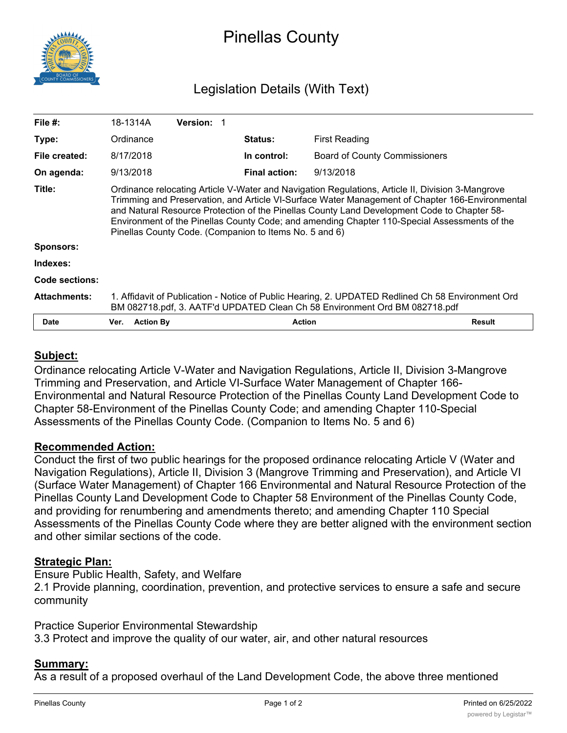# Pinellas County

## Legislation Details (With Text)

| | | | |
|---|---|---|---|
| **File #:** | 18-1314A **Version:** 1 | | |
| **Type:** | Ordinance | **Status:** | First Reading |
| **File created:** | 8/17/2018 | **In control:** | Board of County Commissioners |
| **On agenda:** | 9/13/2018 | **Final action:** | 9/13/2018 |
| **Title:** | Ordinance relocating Article V-Water and Navigation Regulations, Article II, Division 3-Mangrove Trimming and Preservation, and Article VI-Surface Water Management of Chapter 166-Environmental and Natural Resource Protection of the Pinellas County Land Development Code to Chapter 58-Environment of the Pinellas County Code; and amending Chapter 110-Special Assessments of the Pinellas County Code. (Companion to Items No. 5 and 6) | | |
| **Sponsors:** | | | |
| **Indexes:** | | | |
| **Code sections:** | | | |
| **Attachments:** | 1. Affidavit of Publication - Notice of Public Hearing, 2. UPDATED Redlined Ch 58 Environment Ord BM 082718.pdf, 3. AATF'd UPDATED Clean Ch 58 Environment Ord BM 082718.pdf | | |

| Date | Ver. | Action By | Action | Result |
|---|---|---|---|---|

**Subject:**

Ordinance relocating Article V-Water and Navigation Regulations, Article II, Division 3-Mangrove Trimming and Preservation, and Article VI-Surface Water Management of Chapter 166-Environmental and Natural Resource Protection of the Pinellas County Land Development Code to Chapter 58-Environment of the Pinellas County Code; and amending Chapter 110-Special Assessments of the Pinellas County Code. (Companion to Items No. 5 and 6)

**Recommended Action:**

Conduct the first of two public hearings for the proposed ordinance relocating Article V (Water and Navigation Regulations), Article II, Division 3 (Mangrove Trimming and Preservation), and Article VI (Surface Water Management) of Chapter 166 Environmental and Natural Resource Protection of the Pinellas County Land Development Code to Chapter 58 Environment of the Pinellas County Code, and providing for renumbering and amendments thereto; and amending Chapter 110 Special Assessments of the Pinellas County Code where they are better aligned with the environment section and other similar sections of the code.

**Strategic Plan:**

Ensure Public Health, Safety, and Welfare
2.1 Provide planning, coordination, prevention, and protective services to ensure a safe and secure community

Practice Superior Environmental Stewardship
3.3 Protect and improve the quality of our water, air, and other natural resources

**Summary:**

As a result of a proposed overhaul of the Land Development Code, the above three mentioned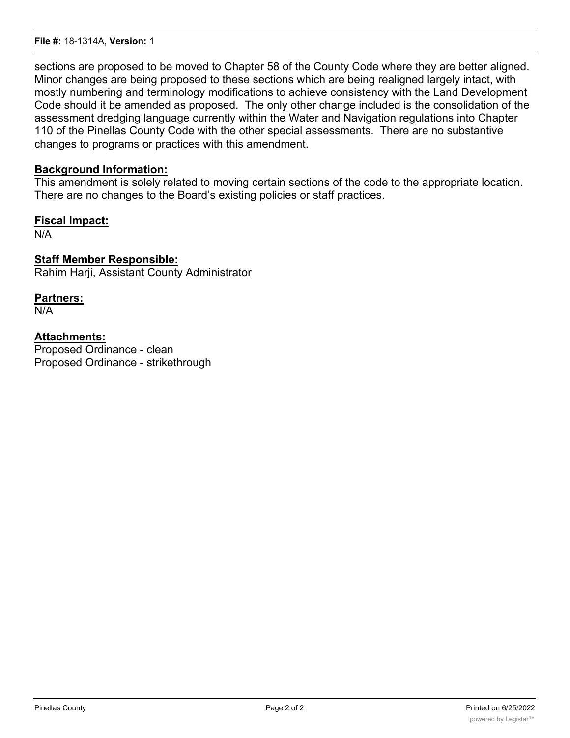sections are proposed to be moved to Chapter 58 of the County Code where they are better aligned. Minor changes are being proposed to these sections which are being realigned largely intact, with mostly numbering and terminology modifications to achieve consistency with the Land Development Code should it be amended as proposed. The only other change included is the consolidation of the assessment dredging language currently within the Water and Navigation regulations into Chapter 110 of the Pinellas County Code with the other special assessments. There are no substantive changes to programs or practices with this amendment.

**Background Information:**

This amendment is solely related to moving certain sections of the code to the appropriate location. There are no changes to the Board's existing policies or staff practices.

**Fiscal Impact:**

N/A

**Staff Member Responsible:**

Rahim Harji, Assistant County Administrator

**Partners:**

N/A

**Attachments:**

Proposed Ordinance - clean
Proposed Ordinance - strikethrough